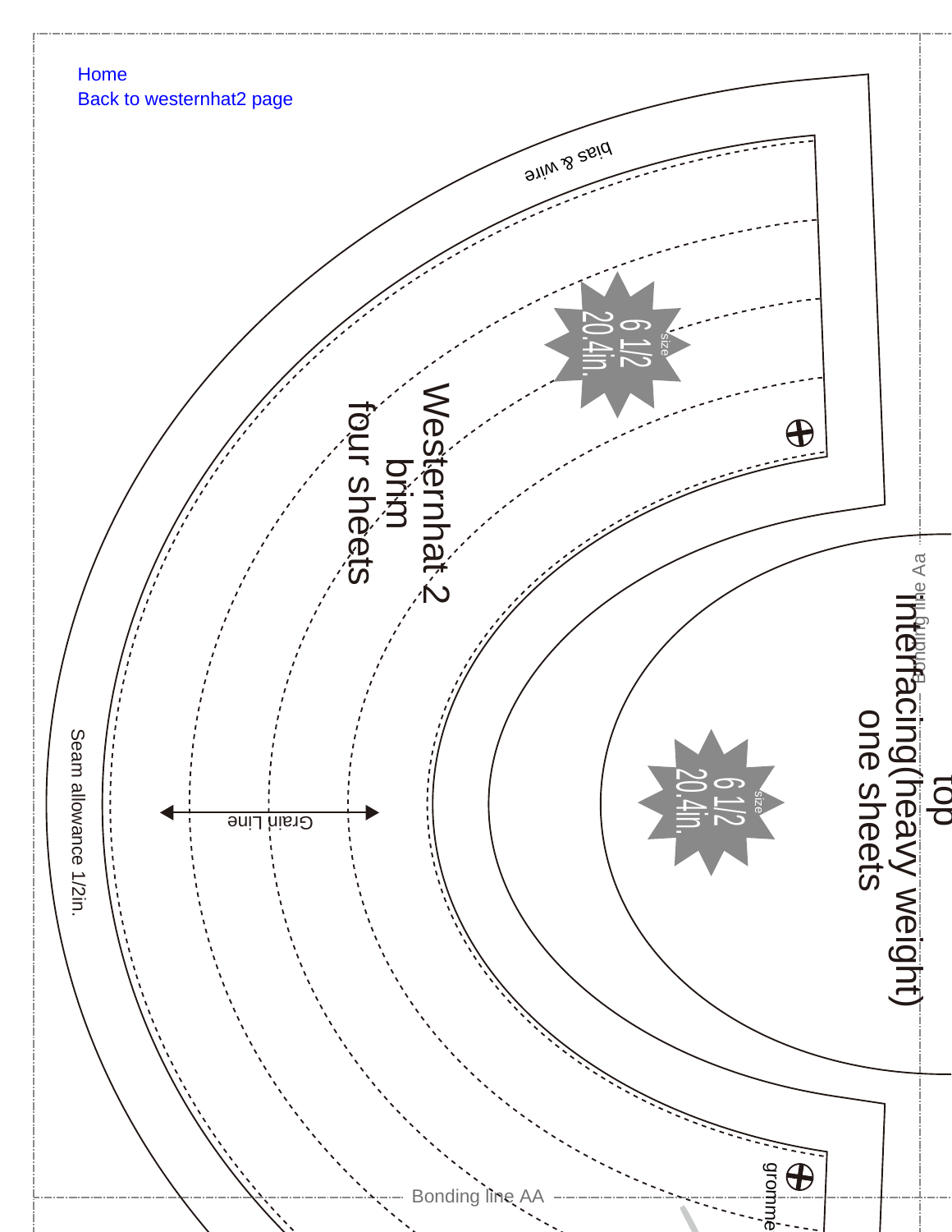Home
Back to westernhat2 page

bias & wire

size
6 1/2
20.4in.

Westernhat 2
brim
four sheets

Grain Line

Seam allowance 1/2in.

top
interfacing(heavy weight)
one sheets

size
6 1/2
20.4in.

Bonding line Aa

Bonding line AA

gromme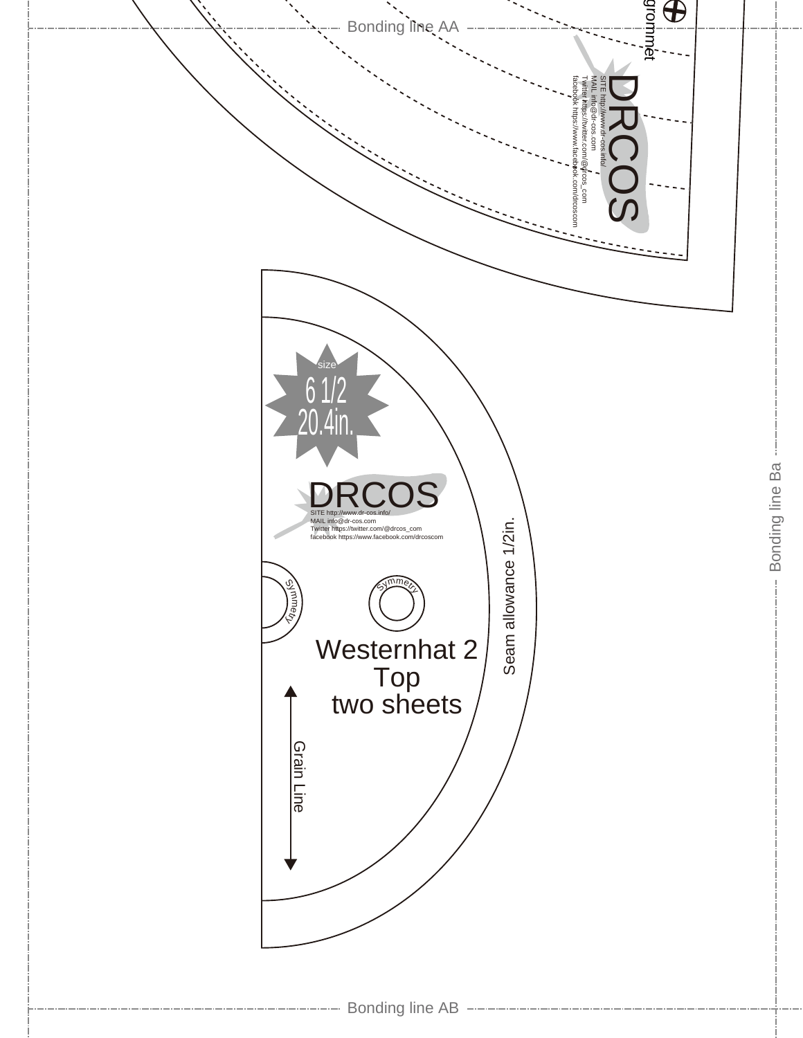Bonding line AA

grommet

DRCOS

SITE http://www.dr-cos.info/
MAIL info@dr-cos.com
Twitter https://twitter.com/@drcos_com
facebook https://www.facebook.com/drcoscom

size
6 1/2
20.4in.

DRCOS

SITE http://www.dr-cos.info/
MAIL info@dr-cos.com
Twitter https://twitter.com/@drcos_com
facebook https://www.facebook.com/drcoscom

Symmetry

Symmetry

Westernhat 2
Top
two sheets

Seam allowance 1/2in.

Grain Line

Bonding line Ba

Bonding line AB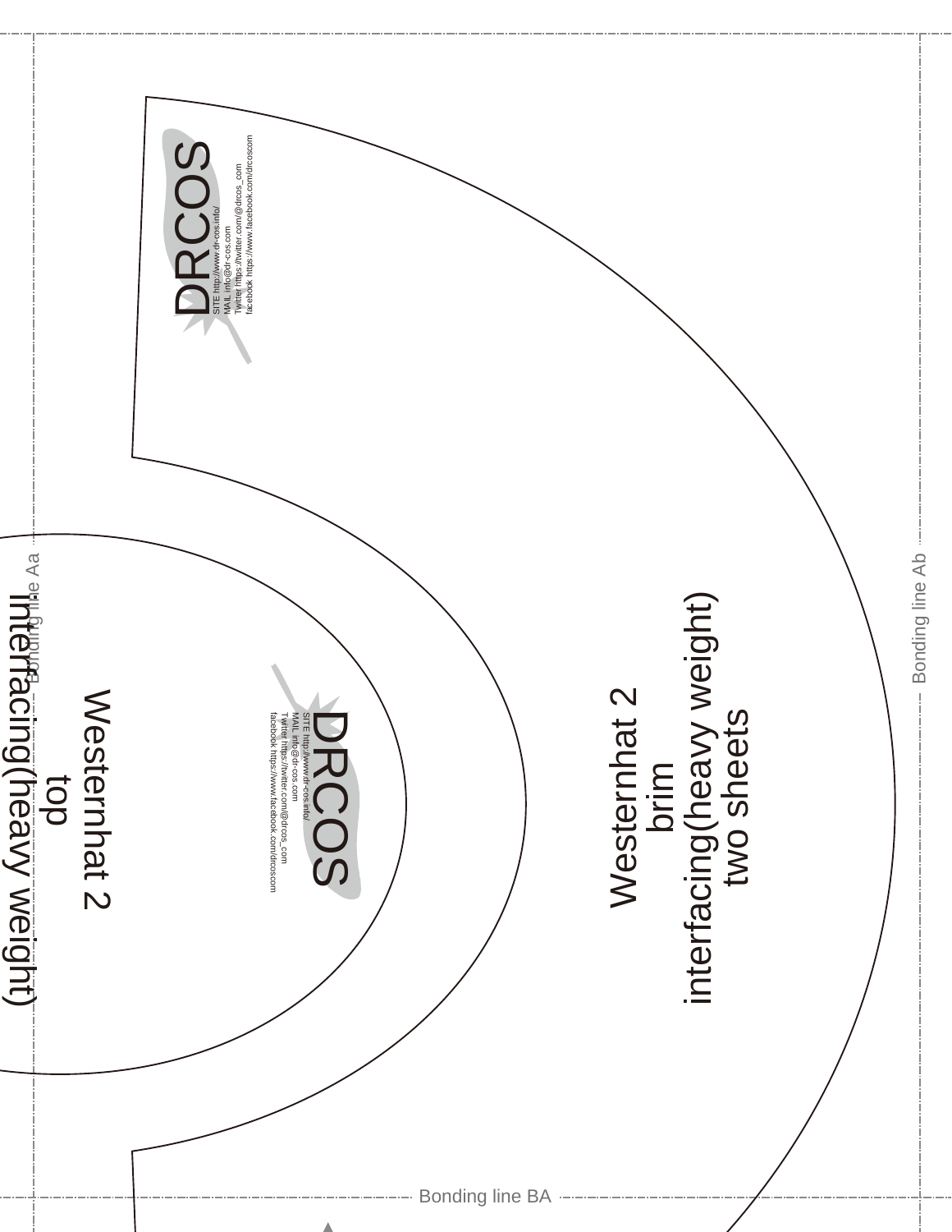DRCOS

SITE http://www.dr-cos.info/
MAIL info@dr-cos.com
Twitter https://twitter.com/@drcos_com
facebook https://www.facebook.com/drcoscom

Westernhat 2
brim
interfacing(heavy weight)
two sheets

Bonding line Ab

Bonding line Aa

DRCOS

SITE http://www.dr-cos.info/
MAIL info@dr-cos.com
Twitter https://twitter.com/@drcos_com
facebook https://www.facebook.com/drcoscom

Westernhat 2
top
interfacing(heavy weight)

Bonding line BA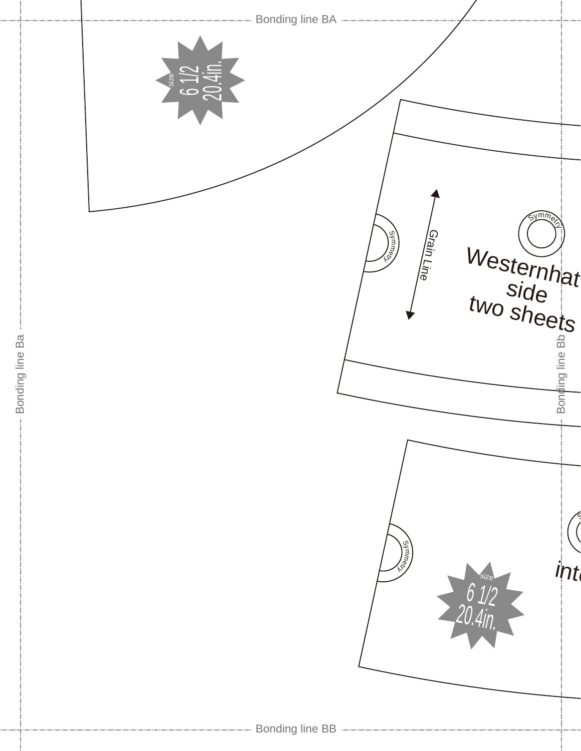Bonding line BA

size
6 1/2
20.4in.

Symmetry

Symmetry

Grain Line

Westernhat
side
two sheets

Bonding line Ba

Bonding line Bb

Symmetry

inte

size
6 1/2
20.4in.

Bonding line BB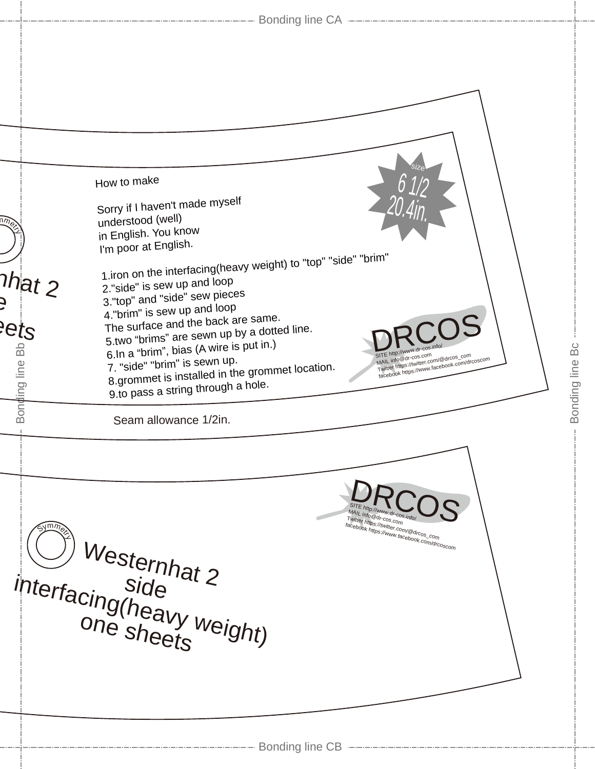Bonding line CA

size

6 1/2

20.4in.

How to make

Sorry if I haven't made myself
understood (well)
in English. You know
I'm poor at English.

1.iron on the interfacing(heavy weight) to "top" "side" "brim"
2."side" is sew up and loop
3."top" and "side" sew pieces
4."brim" is sew up and loop
The surface and the back are same.
5.two "brims" are sewn up by a dotted line.
6.In a "brim", bias (A wire is put in.)
7. "side" "brim" is sewn up.
8.grommet is installed in the grommet location.
9.to pass a string through a hole.

DRCOS

SITE http://www.dr-cos.info/
MAIL info@dr-cos.com
Twitter https://twitter.com/@drcos_com
facebook https://www.facebook.com/drcoscom

Symmetry

nhat 2
e
eets

Seam allowance 1/2in.

Bonding line Bb

Bonding line Bc

DRCOS

SITE http://www.dr-cos.info/
MAIL info@dr-cos.com
Twitter https://twitter.com/@drcos_com
facebook https://www.facebook.com/drcoscom

Symmetry

Westernhat 2
side
interfacing(heavy weight)
one sheets

Bonding line CB